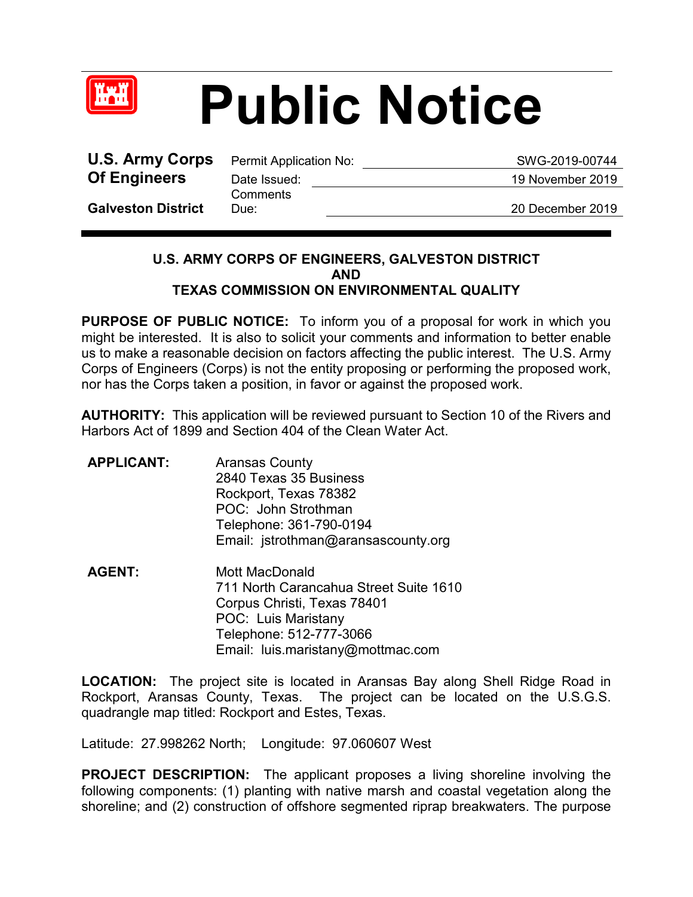# Public Notice

**U.S. Army Corps Of Engineers**

**Galveston District**

| | |
|---|---|
| Permit Application No: | SWG-2019-00744 |
| Date Issued: | 19 November 2019 |
| Comments Due: | 20 December 2019 |

**U.S. ARMY CORPS OF ENGINEERS, GALVESTON DISTRICT**
**AND**
**TEXAS COMMISSION ON ENVIRONMENTAL QUALITY**

**PURPOSE OF PUBLIC NOTICE:** To inform you of a proposal for work in which you might be interested. It is also to solicit your comments and information to better enable us to make a reasonable decision on factors affecting the public interest. The U.S. Army Corps of Engineers (Corps) is not the entity proposing or performing the proposed work, nor has the Corps taken a position, in favor or against the proposed work.

**AUTHORITY:** This application will be reviewed pursuant to Section 10 of the Rivers and Harbors Act of 1899 and Section 404 of the Clean Water Act.

**APPLICANT:**
Aransas County
2840 Texas 35 Business
Rockport, Texas 78382
POC: John Strothman
Telephone: 361-790-0194
Email: jstrothman@aransascounty.org

**AGENT:**
Mott MacDonald
711 North Carancahua Street Suite 1610
Corpus Christi, Texas 78401
POC: Luis Maristany
Telephone: 512-777-3066
Email: luis.maristany@mottmac.com

**LOCATION:** The project site is located in Aransas Bay along Shell Ridge Road in Rockport, Aransas County, Texas. The project can be located on the U.S.G.S. quadrangle map titled: Rockport and Estes, Texas.

Latitude: 27.998262 North; Longitude: 97.060607 West

**PROJECT DESCRIPTION:** The applicant proposes a living shoreline involving the following components: (1) planting with native marsh and coastal vegetation along the shoreline; and (2) construction of offshore segmented riprap breakwaters. The purpose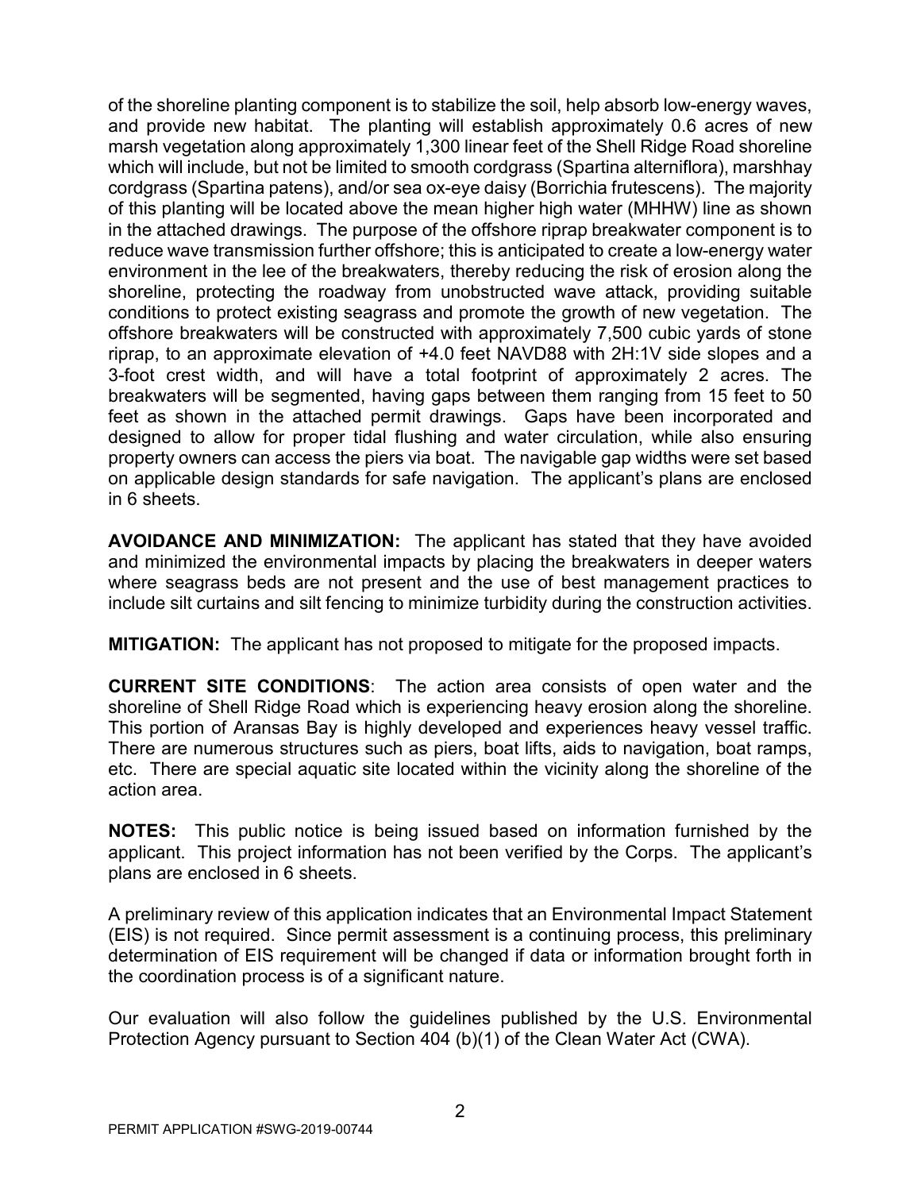of the shoreline planting component is to stabilize the soil, help absorb low-energy waves, and provide new habitat. The planting will establish approximately 0.6 acres of new marsh vegetation along approximately 1,300 linear feet of the Shell Ridge Road shoreline which will include, but not be limited to smooth cordgrass (Spartina alterniflora), marshhay cordgrass (Spartina patens), and/or sea ox-eye daisy (Borrichia frutescens). The majority of this planting will be located above the mean higher high water (MHHW) line as shown in the attached drawings. The purpose of the offshore riprap breakwater component is to reduce wave transmission further offshore; this is anticipated to create a low-energy water environment in the lee of the breakwaters, thereby reducing the risk of erosion along the shoreline, protecting the roadway from unobstructed wave attack, providing suitable conditions to protect existing seagrass and promote the growth of new vegetation. The offshore breakwaters will be constructed with approximately 7,500 cubic yards of stone riprap, to an approximate elevation of +4.0 feet NAVD88 with 2H:1V side slopes and a 3-foot crest width, and will have a total footprint of approximately 2 acres. The breakwaters will be segmented, having gaps between them ranging from 15 feet to 50 feet as shown in the attached permit drawings. Gaps have been incorporated and designed to allow for proper tidal flushing and water circulation, while also ensuring property owners can access the piers via boat. The navigable gap widths were set based on applicable design standards for safe navigation. The applicant's plans are enclosed in 6 sheets.

**AVOIDANCE AND MINIMIZATION:** The applicant has stated that they have avoided and minimized the environmental impacts by placing the breakwaters in deeper waters where seagrass beds are not present and the use of best management practices to include silt curtains and silt fencing to minimize turbidity during the construction activities.

**MITIGATION:** The applicant has not proposed to mitigate for the proposed impacts.

**CURRENT SITE CONDITIONS**: The action area consists of open water and the shoreline of Shell Ridge Road which is experiencing heavy erosion along the shoreline. This portion of Aransas Bay is highly developed and experiences heavy vessel traffic. There are numerous structures such as piers, boat lifts, aids to navigation, boat ramps, etc. There are special aquatic site located within the vicinity along the shoreline of the action area.

**NOTES:** This public notice is being issued based on information furnished by the applicant. This project information has not been verified by the Corps. The applicant's plans are enclosed in 6 sheets.

A preliminary review of this application indicates that an Environmental Impact Statement (EIS) is not required. Since permit assessment is a continuing process, this preliminary determination of EIS requirement will be changed if data or information brought forth in the coordination process is of a significant nature.

Our evaluation will also follow the guidelines published by the U.S. Environmental Protection Agency pursuant to Section 404 (b)(1) of the Clean Water Act (CWA).

PERMIT APPLICATION #SWG-2019-00744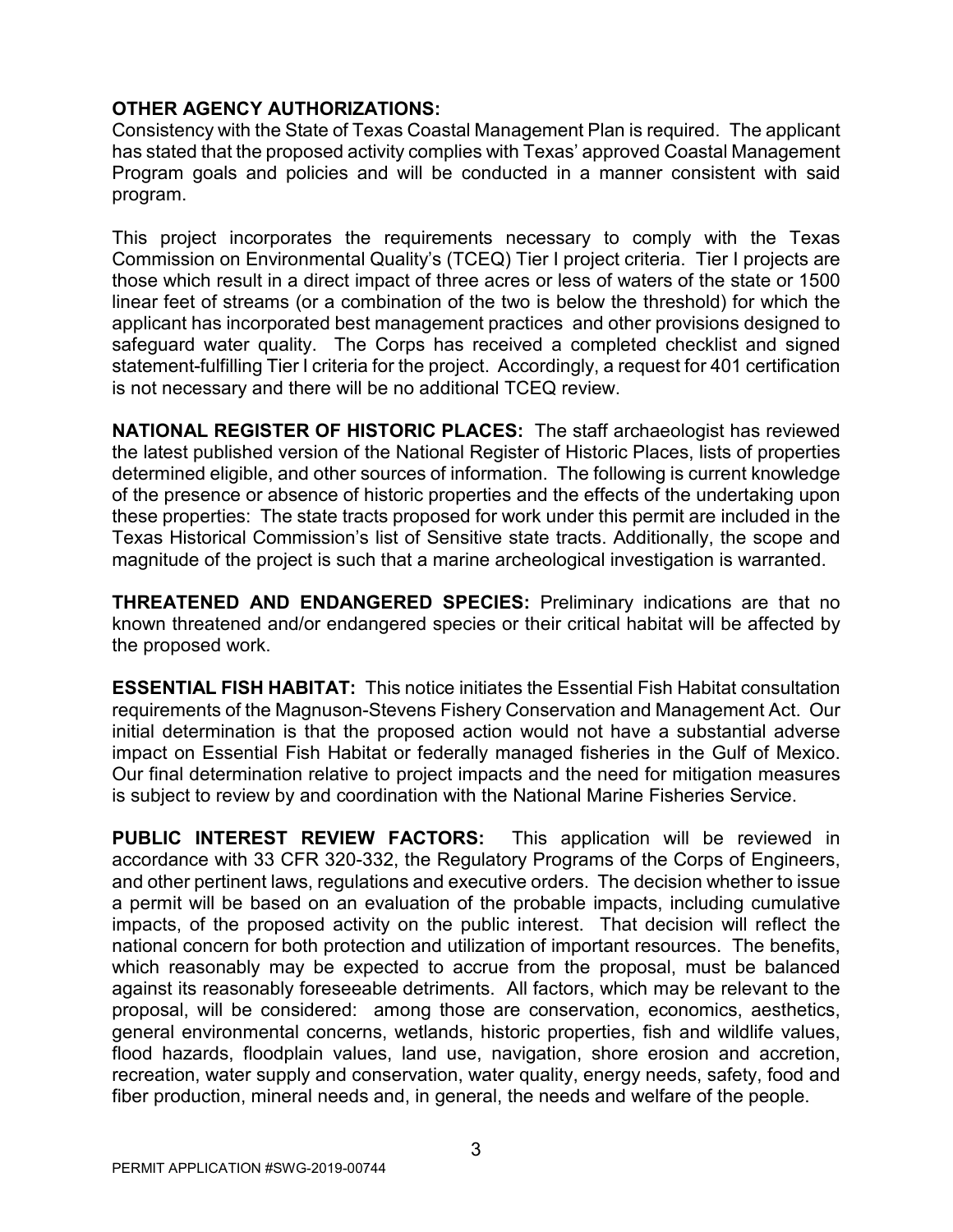**OTHER AGENCY AUTHORIZATIONS:**
Consistency with the State of Texas Coastal Management Plan is required. The applicant has stated that the proposed activity complies with Texas' approved Coastal Management Program goals and policies and will be conducted in a manner consistent with said program.

This project incorporates the requirements necessary to comply with the Texas Commission on Environmental Quality's (TCEQ) Tier I project criteria. Tier I projects are those which result in a direct impact of three acres or less of waters of the state or 1500 linear feet of streams (or a combination of the two is below the threshold) for which the applicant has incorporated best management practices and other provisions designed to safeguard water quality. The Corps has received a completed checklist and signed statement-fulfilling Tier I criteria for the project. Accordingly, a request for 401 certification is not necessary and there will be no additional TCEQ review.

**NATIONAL REGISTER OF HISTORIC PLACES:** The staff archaeologist has reviewed the latest published version of the National Register of Historic Places, lists of properties determined eligible, and other sources of information. The following is current knowledge of the presence or absence of historic properties and the effects of the undertaking upon these properties: The state tracts proposed for work under this permit are included in the Texas Historical Commission's list of Sensitive state tracts. Additionally, the scope and magnitude of the project is such that a marine archeological investigation is warranted.

**THREATENED AND ENDANGERED SPECIES:** Preliminary indications are that no known threatened and/or endangered species or their critical habitat will be affected by the proposed work.

**ESSENTIAL FISH HABITAT:** This notice initiates the Essential Fish Habitat consultation requirements of the Magnuson-Stevens Fishery Conservation and Management Act. Our initial determination is that the proposed action would not have a substantial adverse impact on Essential Fish Habitat or federally managed fisheries in the Gulf of Mexico. Our final determination relative to project impacts and the need for mitigation measures is subject to review by and coordination with the National Marine Fisheries Service.

**PUBLIC INTEREST REVIEW FACTORS:** This application will be reviewed in accordance with 33 CFR 320-332, the Regulatory Programs of the Corps of Engineers, and other pertinent laws, regulations and executive orders. The decision whether to issue a permit will be based on an evaluation of the probable impacts, including cumulative impacts, of the proposed activity on the public interest. That decision will reflect the national concern for both protection and utilization of important resources. The benefits, which reasonably may be expected to accrue from the proposal, must be balanced against its reasonably foreseeable detriments. All factors, which may be relevant to the proposal, will be considered: among those are conservation, economics, aesthetics, general environmental concerns, wetlands, historic properties, fish and wildlife values, flood hazards, floodplain values, land use, navigation, shore erosion and accretion, recreation, water supply and conservation, water quality, energy needs, safety, food and fiber production, mineral needs and, in general, the needs and welfare of the people.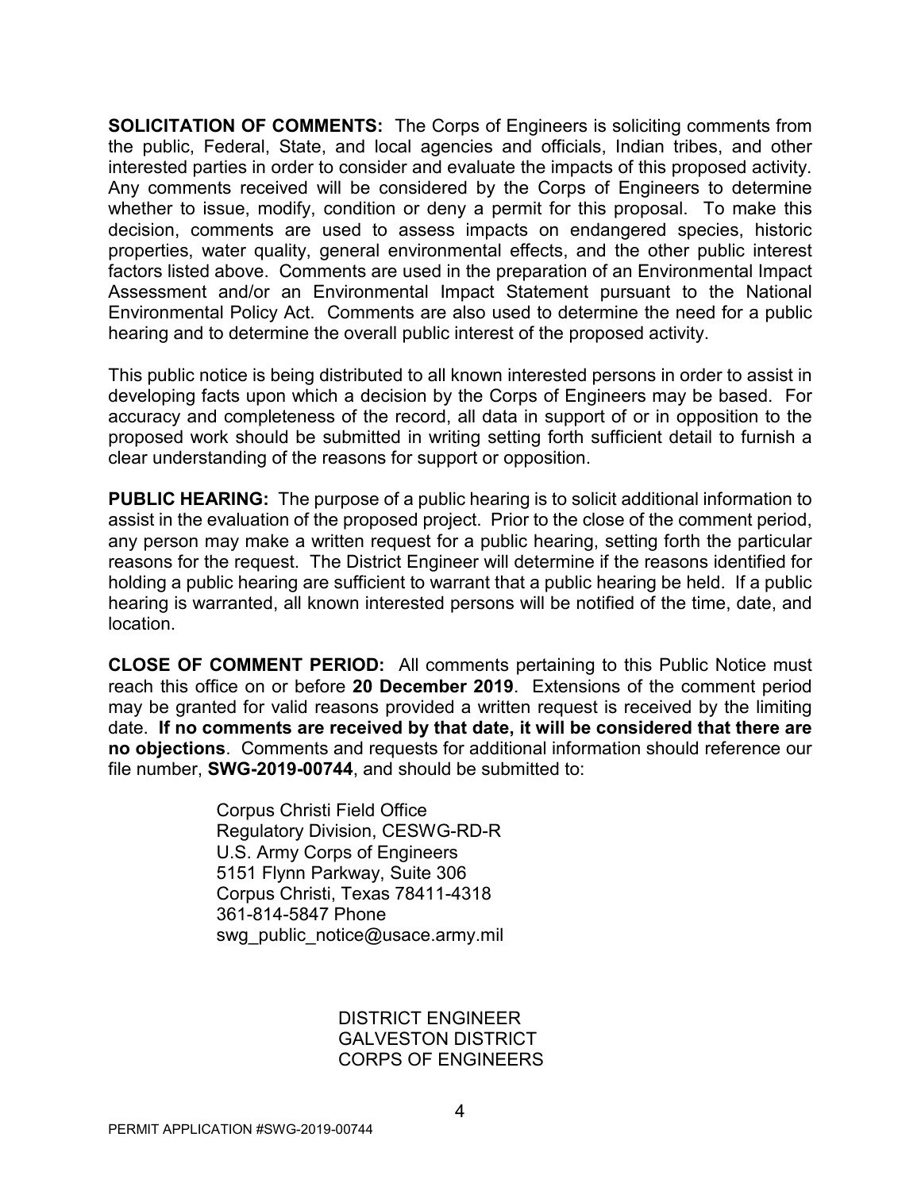**SOLICITATION OF COMMENTS:** The Corps of Engineers is soliciting comments from the public, Federal, State, and local agencies and officials, Indian tribes, and other interested parties in order to consider and evaluate the impacts of this proposed activity. Any comments received will be considered by the Corps of Engineers to determine whether to issue, modify, condition or deny a permit for this proposal. To make this decision, comments are used to assess impacts on endangered species, historic properties, water quality, general environmental effects, and the other public interest factors listed above. Comments are used in the preparation of an Environmental Impact Assessment and/or an Environmental Impact Statement pursuant to the National Environmental Policy Act. Comments are also used to determine the need for a public hearing and to determine the overall public interest of the proposed activity.

This public notice is being distributed to all known interested persons in order to assist in developing facts upon which a decision by the Corps of Engineers may be based. For accuracy and completeness of the record, all data in support of or in opposition to the proposed work should be submitted in writing setting forth sufficient detail to furnish a clear understanding of the reasons for support or opposition.

**PUBLIC HEARING:** The purpose of a public hearing is to solicit additional information to assist in the evaluation of the proposed project. Prior to the close of the comment period, any person may make a written request for a public hearing, setting forth the particular reasons for the request. The District Engineer will determine if the reasons identified for holding a public hearing are sufficient to warrant that a public hearing be held. If a public hearing is warranted, all known interested persons will be notified of the time, date, and location.

**CLOSE OF COMMENT PERIOD:** All comments pertaining to this Public Notice must reach this office on or before **20 December 2019**. Extensions of the comment period may be granted for valid reasons provided a written request is received by the limiting date. **If no comments are received by that date, it will be considered that there are no objections**. Comments and requests for additional information should reference our file number, **SWG-2019-00744**, and should be submitted to:

Corpus Christi Field Office
Regulatory Division, CESWG-RD-R
U.S. Army Corps of Engineers
5151 Flynn Parkway, Suite 306
Corpus Christi, Texas 78411-4318
361-814-5847 Phone
swg_public_notice@usace.army.mil

DISTRICT ENGINEER
GALVESTON DISTRICT
CORPS OF ENGINEERS